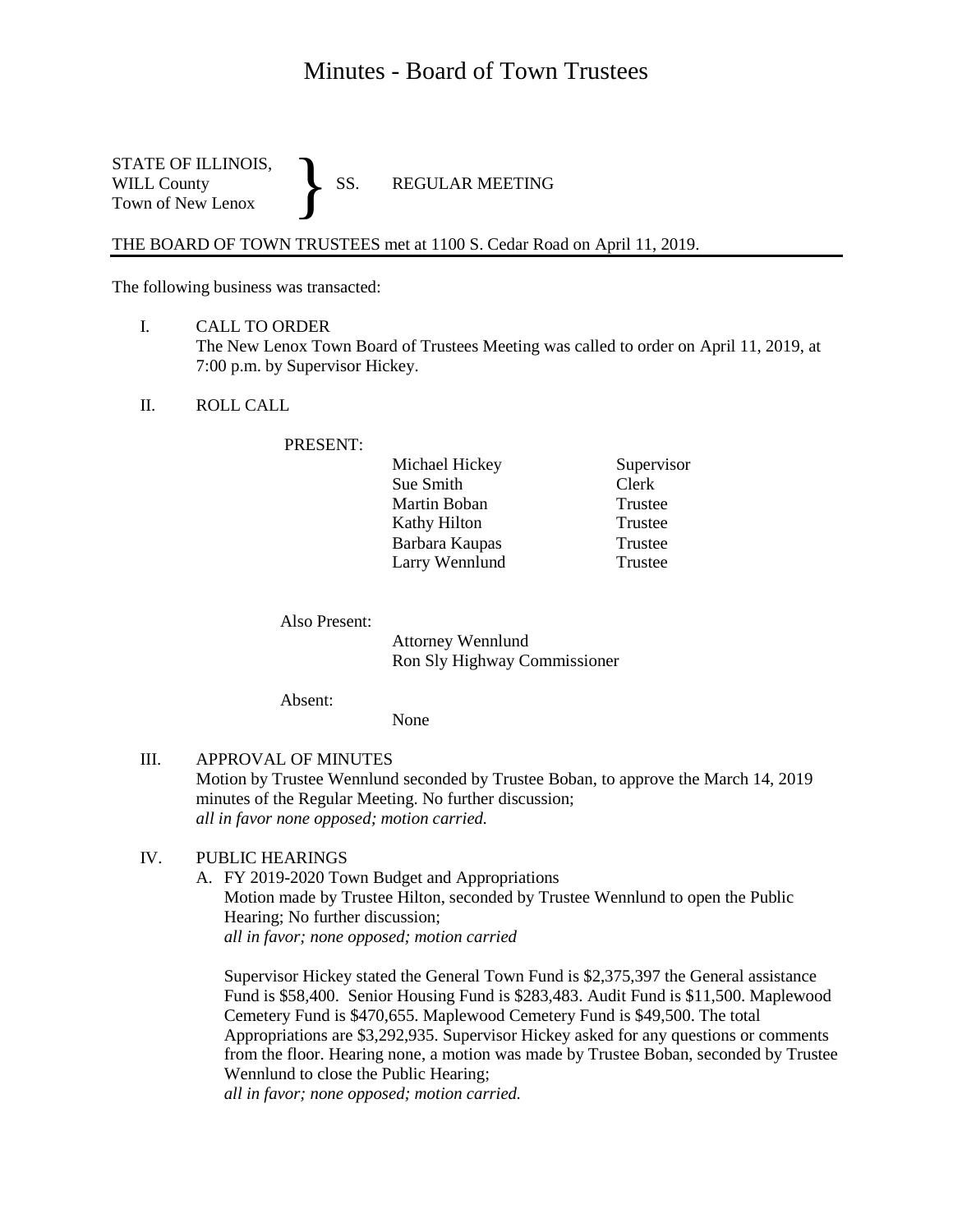# Minutes - Board of Town Trustees

STATE OF ILLINOIS,
WILL County
Town of New Lenox
} SS. REGULAR MEETING

THE BOARD OF TOWN TRUSTEES met at 1100 S. Cedar Road on April 11, 2019.

The following business was transacted:

I. CALL TO ORDER
The New Lenox Town Board of Trustees Meeting was called to order on April 11, 2019, at 7:00 p.m. by Supervisor Hickey.

II. ROLL CALL

PRESENT:

| | |
|---|---|
| Michael Hickey | Supervisor |
| Sue Smith | Clerk |
| Martin Boban | Trustee |
| Kathy Hilton | Trustee |
| Barbara Kaupas | Trustee |
| Larry Wennlund | Trustee |

Also Present:
Attorney Wennlund
Ron Sly Highway Commissioner

Absent:
None

III. APPROVAL OF MINUTES
Motion by Trustee Wennlund seconded by Trustee Boban, to approve the March 14, 2019 minutes of the Regular Meeting. No further discussion;
*all in favor none opposed; motion carried.*

IV. PUBLIC HEARINGS
A. FY 2019-2020 Town Budget and Appropriations
Motion made by Trustee Hilton, seconded by Trustee Wennlund to open the Public Hearing; No further discussion;
*all in favor; none opposed; motion carried*

Supervisor Hickey stated the General Town Fund is $2,375,397 the General assistance Fund is $58,400. Senior Housing Fund is $283,483. Audit Fund is $11,500. Maplewood Cemetery Fund is $470,655. Maplewood Cemetery Fund is $49,500. The total Appropriations are $3,292,935. Supervisor Hickey asked for any questions or comments from the floor. Hearing none, a motion was made by Trustee Boban, seconded by Trustee Wennlund to close the Public Hearing;
*all in favor; none opposed; motion carried.*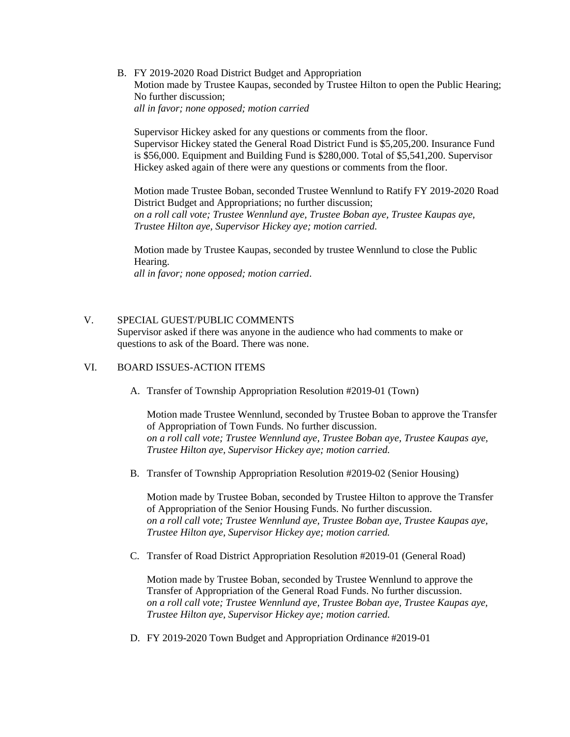B. FY 2019-2020 Road District Budget and Appropriation
   Motion made by Trustee Kaupas, seconded by Trustee Hilton to open the Public Hearing; No further discussion;
   *all in favor; none opposed; motion carried*

   Supervisor Hickey asked for any questions or comments from the floor.
   Supervisor Hickey stated the General Road District Fund is $5,205,200. Insurance Fund is $56,000. Equipment and Building Fund is $280,000. Total of $5,541,200. Supervisor Hickey asked again of there were any questions or comments from the floor.

   Motion made Trustee Boban, seconded Trustee Wennlund to Ratify FY 2019-2020 Road District Budget and Appropriations; no further discussion;
   *on a roll call vote; Trustee Wennlund aye, Trustee Boban aye, Trustee Kaupas aye, Trustee Hilton aye, Supervisor Hickey aye; motion carried.*

   Motion made by Trustee Kaupas, seconded by trustee Wennlund to close the Public Hearing.
   *all in favor; none opposed; motion carried*.

## V. SPECIAL GUEST/PUBLIC COMMENTS

Supervisor asked if there was anyone in the audience who had comments to make or questions to ask of the Board. There was none.

## VI. BOARD ISSUES-ACTION ITEMS

A. Transfer of Township Appropriation Resolution #2019-01 (Town)

   Motion made Trustee Wennlund, seconded by Trustee Boban to approve the Transfer of Appropriation of Town Funds. No further discussion.
   *on a roll call vote; Trustee Wennlund aye, Trustee Boban aye, Trustee Kaupas aye, Trustee Hilton aye, Supervisor Hickey aye; motion carried.*

B. Transfer of Township Appropriation Resolution #2019-02 (Senior Housing)

   Motion made by Trustee Boban, seconded by Trustee Hilton to approve the Transfer of Appropriation of the Senior Housing Funds. No further discussion.
   *on a roll call vote; Trustee Wennlund aye, Trustee Boban aye, Trustee Kaupas aye, Trustee Hilton aye, Supervisor Hickey aye; motion carried.*

C. Transfer of Road District Appropriation Resolution #2019-01 (General Road)

   Motion made by Trustee Boban, seconded by Trustee Wennlund to approve the Transfer of Appropriation of the General Road Funds. No further discussion.
   *on a roll call vote; Trustee Wennlund aye, Trustee Boban aye, Trustee Kaupas aye, Trustee Hilton aye, Supervisor Hickey aye; motion carried.*

D. FY 2019-2020 Town Budget and Appropriation Ordinance #2019-01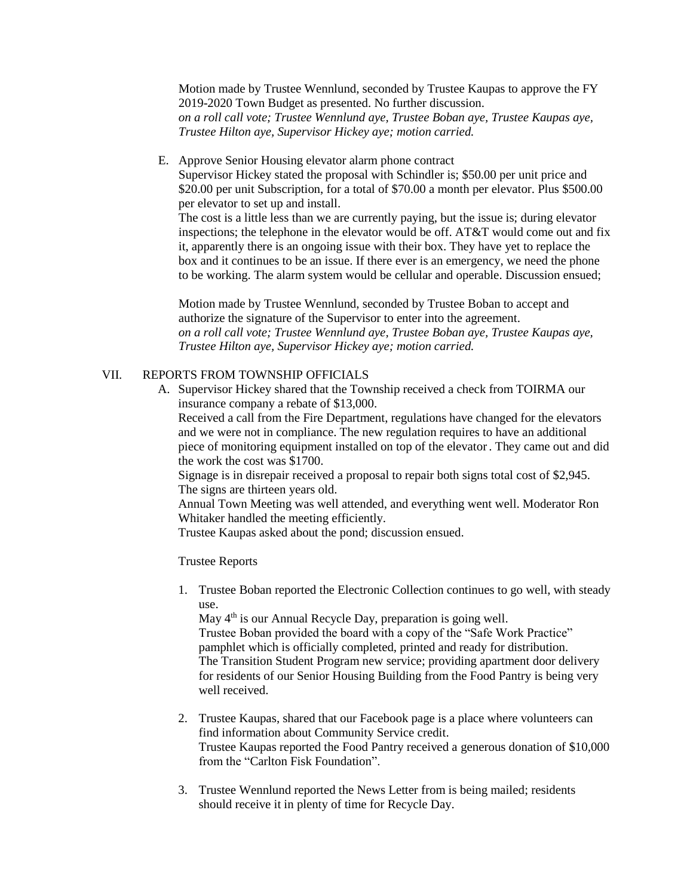Motion made by Trustee Wennlund, seconded by Trustee Kaupas to approve the FY 2019-2020 Town Budget as presented. No further discussion.
*on a roll call vote; Trustee Wennlund aye, Trustee Boban aye, Trustee Kaupas aye, Trustee Hilton aye, Supervisor Hickey aye; motion carried.*

E. Approve Senior Housing elevator alarm phone contract
Supervisor Hickey stated the proposal with Schindler is; $50.00 per unit price and $20.00 per unit Subscription, for a total of $70.00 a month per elevator. Plus $500.00 per elevator to set up and install.
The cost is a little less than we are currently paying, but the issue is; during elevator inspections; the telephone in the elevator would be off. AT&T would come out and fix it, apparently there is an ongoing issue with their box. They have yet to replace the box and it continues to be an issue. If there ever is an emergency, we need the phone to be working. The alarm system would be cellular and operable. Discussion ensued;

Motion made by Trustee Wennlund, seconded by Trustee Boban to accept and authorize the signature of the Supervisor to enter into the agreement.
*on a roll call vote; Trustee Wennlund aye, Trustee Boban aye, Trustee Kaupas aye, Trustee Hilton aye, Supervisor Hickey aye; motion carried.*

## VII. REPORTS FROM TOWNSHIP OFFICIALS

A. Supervisor Hickey shared that the Township received a check from TOIRMA our insurance company a rebate of $13,000.
Received a call from the Fire Department, regulations have changed for the elevators and we were not in compliance. The new regulation requires to have an additional piece of monitoring equipment installed on top of the elevator. They came out and did the work the cost was $1700.
Signage is in disrepair received a proposal to repair both signs total cost of $2,945. The signs are thirteen years old.
Annual Town Meeting was well attended, and everything went well. Moderator Ron Whitaker handled the meeting efficiently.
Trustee Kaupas asked about the pond; discussion ensued.

Trustee Reports

1. Trustee Boban reported the Electronic Collection continues to go well, with steady use.
May 4th is our Annual Recycle Day, preparation is going well.
Trustee Boban provided the board with a copy of the "Safe Work Practice" pamphlet which is officially completed, printed and ready for distribution.
The Transition Student Program new service; providing apartment door delivery for residents of our Senior Housing Building from the Food Pantry is being very well received.

2. Trustee Kaupas, shared that our Facebook page is a place where volunteers can find information about Community Service credit.
Trustee Kaupas reported the Food Pantry received a generous donation of $10,000 from the "Carlton Fisk Foundation".

3. Trustee Wennlund reported the News Letter from is being mailed; residents should receive it in plenty of time for Recycle Day.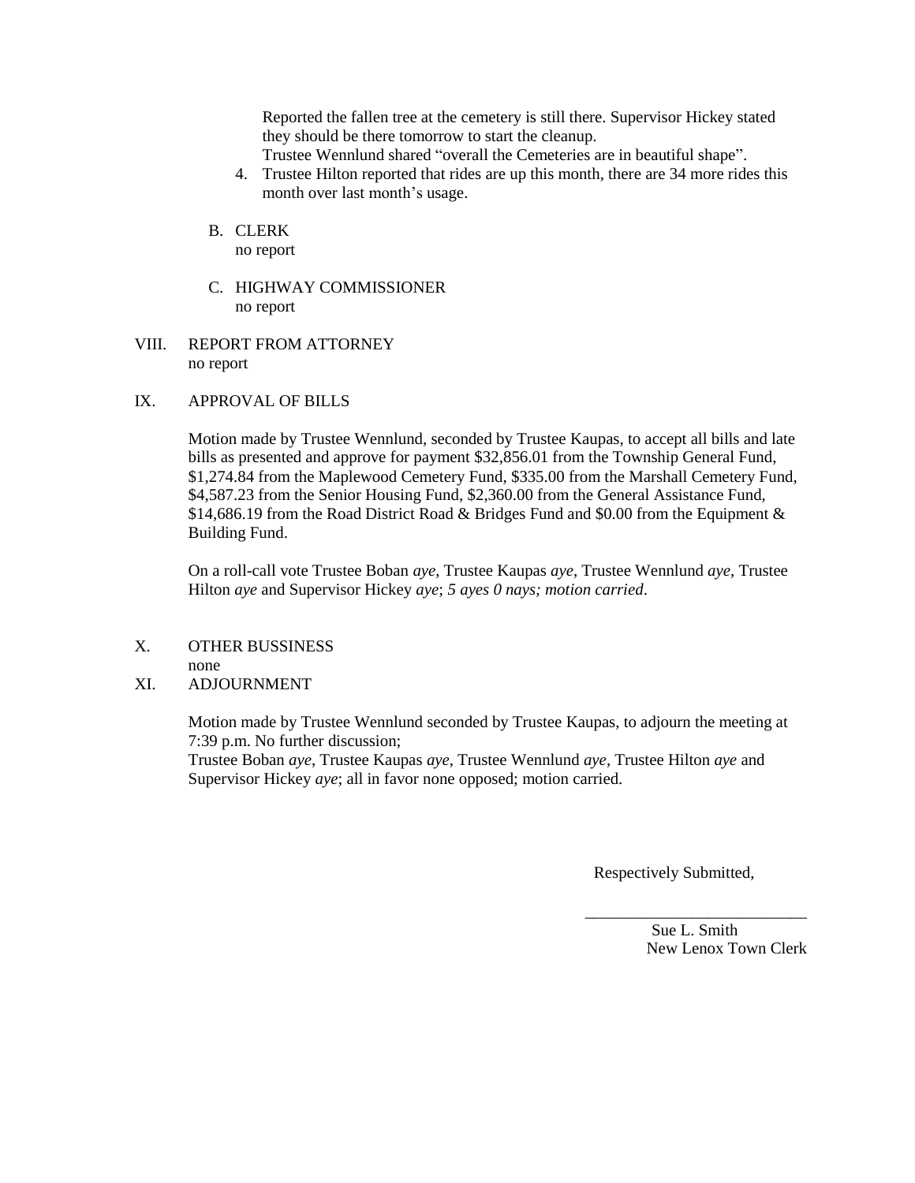Reported the fallen tree at the cemetery is still there. Supervisor Hickey stated they should be there tomorrow to start the cleanup.
Trustee Wennlund shared "overall the Cemeteries are in beautiful shape".

4. Trustee Hilton reported that rides are up this month, there are 34 more rides this month over last month's usage.

B. CLERK
no report

C. HIGHWAY COMMISSIONER
no report

VIII. REPORT FROM ATTORNEY
no report

IX. APPROVAL OF BILLS

Motion made by Trustee Wennlund, seconded by Trustee Kaupas, to accept all bills and late bills as presented and approve for payment $32,856.01 from the Township General Fund, $1,274.84 from the Maplewood Cemetery Fund, $335.00 from the Marshall Cemetery Fund, $4,587.23 from the Senior Housing Fund, $2,360.00 from the General Assistance Fund, $14,686.19 from the Road District Road & Bridges Fund and $0.00 from the Equipment & Building Fund.

On a roll-call vote Trustee Boban *aye,* Trustee Kaupas *aye*, Trustee Wennlund *aye*, Trustee Hilton *aye* and Supervisor Hickey *aye*; *5 ayes 0 nays; motion carried*.

X. OTHER BUSSINESS
none

XI. ADJOURNMENT

Motion made by Trustee Wennlund seconded by Trustee Kaupas, to adjourn the meeting at 7:39 p.m. No further discussion;
Trustee Boban *aye*, Trustee Kaupas *aye*, Trustee Wennlund *aye*, Trustee Hilton *aye* and Supervisor Hickey *aye*; all in favor none opposed; motion carried.

Respectively Submitted,

\_\_\_\_\_\_\_\_\_\_\_\_\_\_\_\_\_\_\_\_\_\_\_\_\_\_\_\_

Sue L. Smith
New Lenox Town Clerk